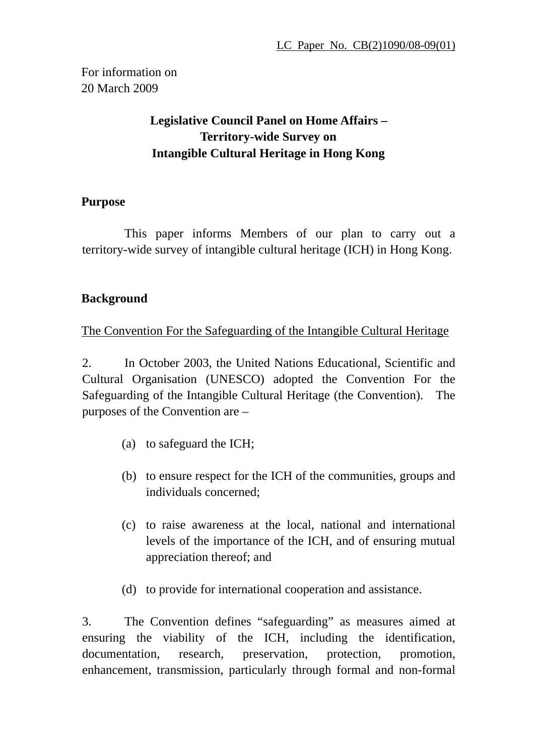LC Paper No. CB(2)1090/08-09(01)

For information on
20 March 2009

# Legislative Council Panel on Home Affairs – Territory-wide Survey on Intangible Cultural Heritage in Hong Kong

## Purpose

This paper informs Members of our plan to carry out a territory-wide survey of intangible cultural heritage (ICH) in Hong Kong.

## Background

The Convention For the Safeguarding of the Intangible Cultural Heritage

2. In October 2003, the United Nations Educational, Scientific and Cultural Organisation (UNESCO) adopted the Convention For the Safeguarding of the Intangible Cultural Heritage (the Convention). The purposes of the Convention are –

(a) to safeguard the ICH;

(b) to ensure respect for the ICH of the communities, groups and individuals concerned;

(c) to raise awareness at the local, national and international levels of the importance of the ICH, and of ensuring mutual appreciation thereof; and

(d) to provide for international cooperation and assistance.

3. The Convention defines "safeguarding" as measures aimed at ensuring the viability of the ICH, including the identification, documentation, research, preservation, protection, promotion, enhancement, transmission, particularly through formal and non-formal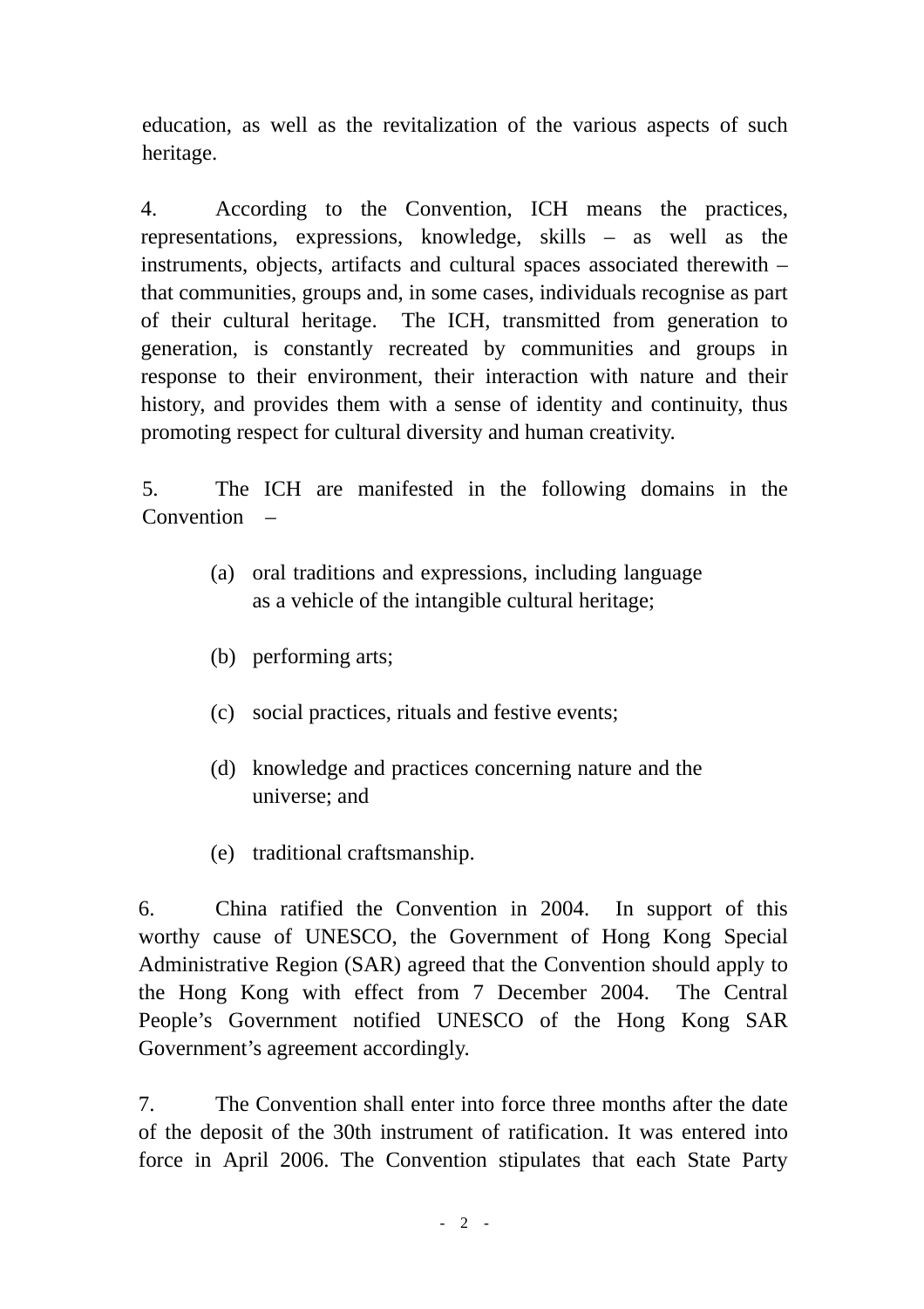education, as well as the revitalization of the various aspects of such heritage.

4. According to the Convention, ICH means the practices, representations, expressions, knowledge, skills – as well as the instruments, objects, artifacts and cultural spaces associated therewith – that communities, groups and, in some cases, individuals recognise as part of their cultural heritage. The ICH, transmitted from generation to generation, is constantly recreated by communities and groups in response to their environment, their interaction with nature and their history, and provides them with a sense of identity and continuity, thus promoting respect for cultural diversity and human creativity.

5. The ICH are manifested in the following domains in the Convention –

(a) oral traditions and expressions, including language as a vehicle of the intangible cultural heritage;

(b) performing arts;

(c) social practices, rituals and festive events;

(d) knowledge and practices concerning nature and the universe; and

(e) traditional craftsmanship.

6. China ratified the Convention in 2004. In support of this worthy cause of UNESCO, the Government of Hong Kong Special Administrative Region (SAR) agreed that the Convention should apply to the Hong Kong with effect from 7 December 2004. The Central People's Government notified UNESCO of the Hong Kong SAR Government's agreement accordingly.

7. The Convention shall enter into force three months after the date of the deposit of the 30th instrument of ratification. It was entered into force in April 2006. The Convention stipulates that each State Party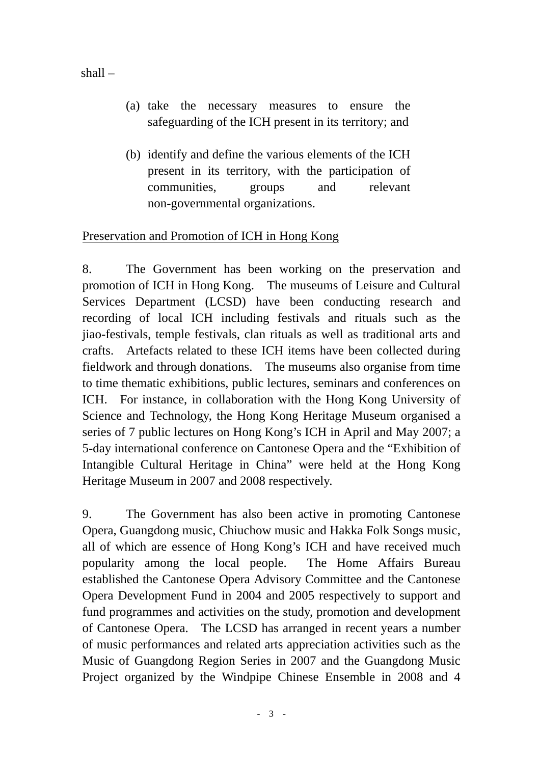shall –

(a) take the necessary measures to ensure the safeguarding of the ICH present in its territory; and

(b) identify and define the various elements of the ICH present in its territory, with the participation of communities, groups and relevant non-governmental organizations.

<u>Preservation and Promotion of ICH in Hong Kong</u>

8. The Government has been working on the preservation and promotion of ICH in Hong Kong. The museums of Leisure and Cultural Services Department (LCSD) have been conducting research and recording of local ICH including festivals and rituals such as the jiao-festivals, temple festivals, clan rituals as well as traditional arts and crafts. Artefacts related to these ICH items have been collected during fieldwork and through donations. The museums also organise from time to time thematic exhibitions, public lectures, seminars and conferences on ICH. For instance, in collaboration with the Hong Kong University of Science and Technology, the Hong Kong Heritage Museum organised a series of 7 public lectures on Hong Kong's ICH in April and May 2007; a 5-day international conference on Cantonese Opera and the "Exhibition of Intangible Cultural Heritage in China" were held at the Hong Kong Heritage Museum in 2007 and 2008 respectively.

9. The Government has also been active in promoting Cantonese Opera, Guangdong music, Chiuchow music and Hakka Folk Songs music, all of which are essence of Hong Kong's ICH and have received much popularity among the local people. The Home Affairs Bureau established the Cantonese Opera Advisory Committee and the Cantonese Opera Development Fund in 2004 and 2005 respectively to support and fund programmes and activities on the study, promotion and development of Cantonese Opera. The LCSD has arranged in recent years a number of music performances and related arts appreciation activities such as the Music of Guangdong Region Series in 2007 and the Guangdong Music Project organized by the Windpipe Chinese Ensemble in 2008 and 4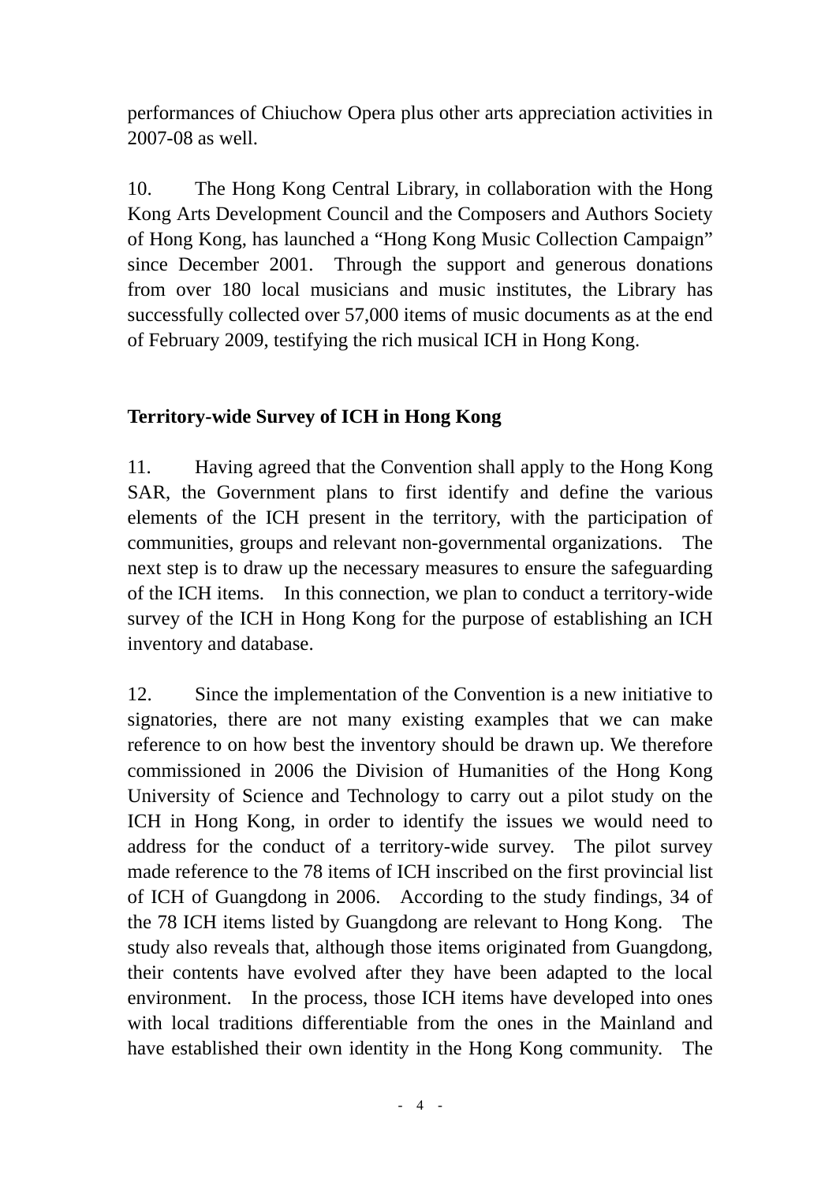performances of Chiuchow Opera plus other arts appreciation activities in 2007-08 as well.

10. The Hong Kong Central Library, in collaboration with the Hong Kong Arts Development Council and the Composers and Authors Society of Hong Kong, has launched a "Hong Kong Music Collection Campaign" since December 2001. Through the support and generous donations from over 180 local musicians and music institutes, the Library has successfully collected over 57,000 items of music documents as at the end of February 2009, testifying the rich musical ICH in Hong Kong.

**Territory-wide Survey of ICH in Hong Kong**

11. Having agreed that the Convention shall apply to the Hong Kong SAR, the Government plans to first identify and define the various elements of the ICH present in the territory, with the participation of communities, groups and relevant non-governmental organizations. The next step is to draw up the necessary measures to ensure the safeguarding of the ICH items. In this connection, we plan to conduct a territory-wide survey of the ICH in Hong Kong for the purpose of establishing an ICH inventory and database.

12. Since the implementation of the Convention is a new initiative to signatories, there are not many existing examples that we can make reference to on how best the inventory should be drawn up. We therefore commissioned in 2006 the Division of Humanities of the Hong Kong University of Science and Technology to carry out a pilot study on the ICH in Hong Kong, in order to identify the issues we would need to address for the conduct of a territory-wide survey. The pilot survey made reference to the 78 items of ICH inscribed on the first provincial list of ICH of Guangdong in 2006. According to the study findings, 34 of the 78 ICH items listed by Guangdong are relevant to Hong Kong. The study also reveals that, although those items originated from Guangdong, their contents have evolved after they have been adapted to the local environment. In the process, those ICH items have developed into ones with local traditions differentiable from the ones in the Mainland and have established their own identity in the Hong Kong community. The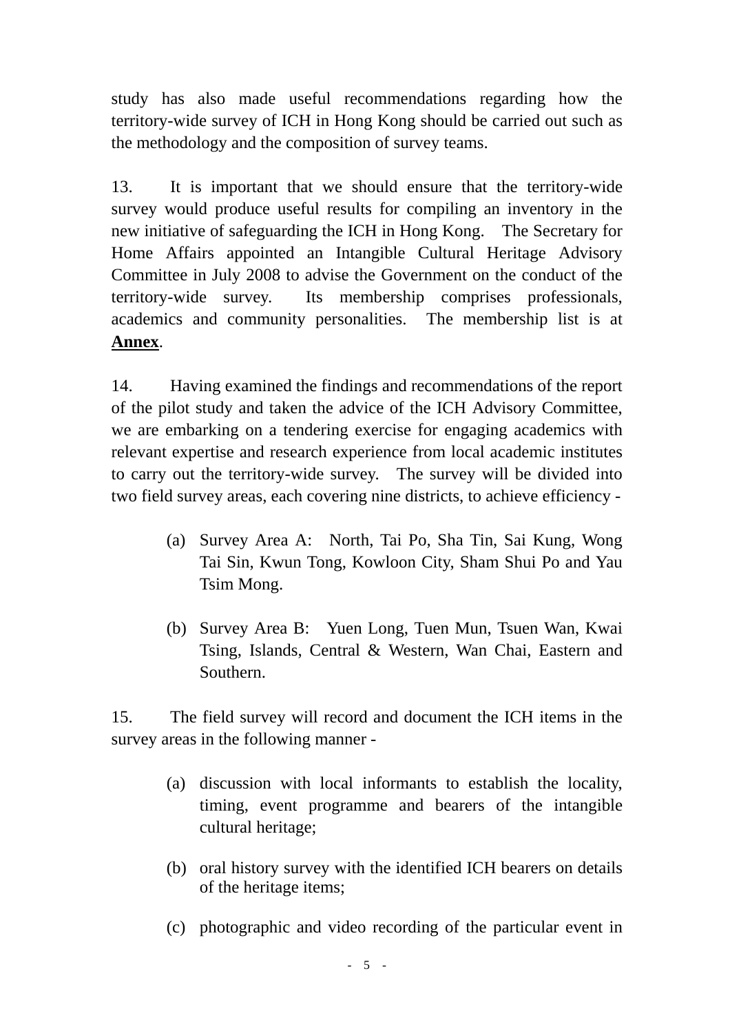study has also made useful recommendations regarding how the territory-wide survey of ICH in Hong Kong should be carried out such as the methodology and the composition of survey teams.

13. It is important that we should ensure that the territory-wide survey would produce useful results for compiling an inventory in the new initiative of safeguarding the ICH in Hong Kong. The Secretary for Home Affairs appointed an Intangible Cultural Heritage Advisory Committee in July 2008 to advise the Government on the conduct of the territory-wide survey. Its membership comprises professionals, academics and community personalities. The membership list is at **Annex**.

14. Having examined the findings and recommendations of the report of the pilot study and taken the advice of the ICH Advisory Committee, we are embarking on a tendering exercise for engaging academics with relevant expertise and research experience from local academic institutes to carry out the territory-wide survey. The survey will be divided into two field survey areas, each covering nine districts, to achieve efficiency -

(a) Survey Area A: North, Tai Po, Sha Tin, Sai Kung, Wong Tai Sin, Kwun Tong, Kowloon City, Sham Shui Po and Yau Tsim Mong.

(b) Survey Area B: Yuen Long, Tuen Mun, Tsuen Wan, Kwai Tsing, Islands, Central & Western, Wan Chai, Eastern and Southern.

15. The field survey will record and document the ICH items in the survey areas in the following manner -

(a) discussion with local informants to establish the locality, timing, event programme and bearers of the intangible cultural heritage;

(b) oral history survey with the identified ICH bearers on details of the heritage items;

(c) photographic and video recording of the particular event in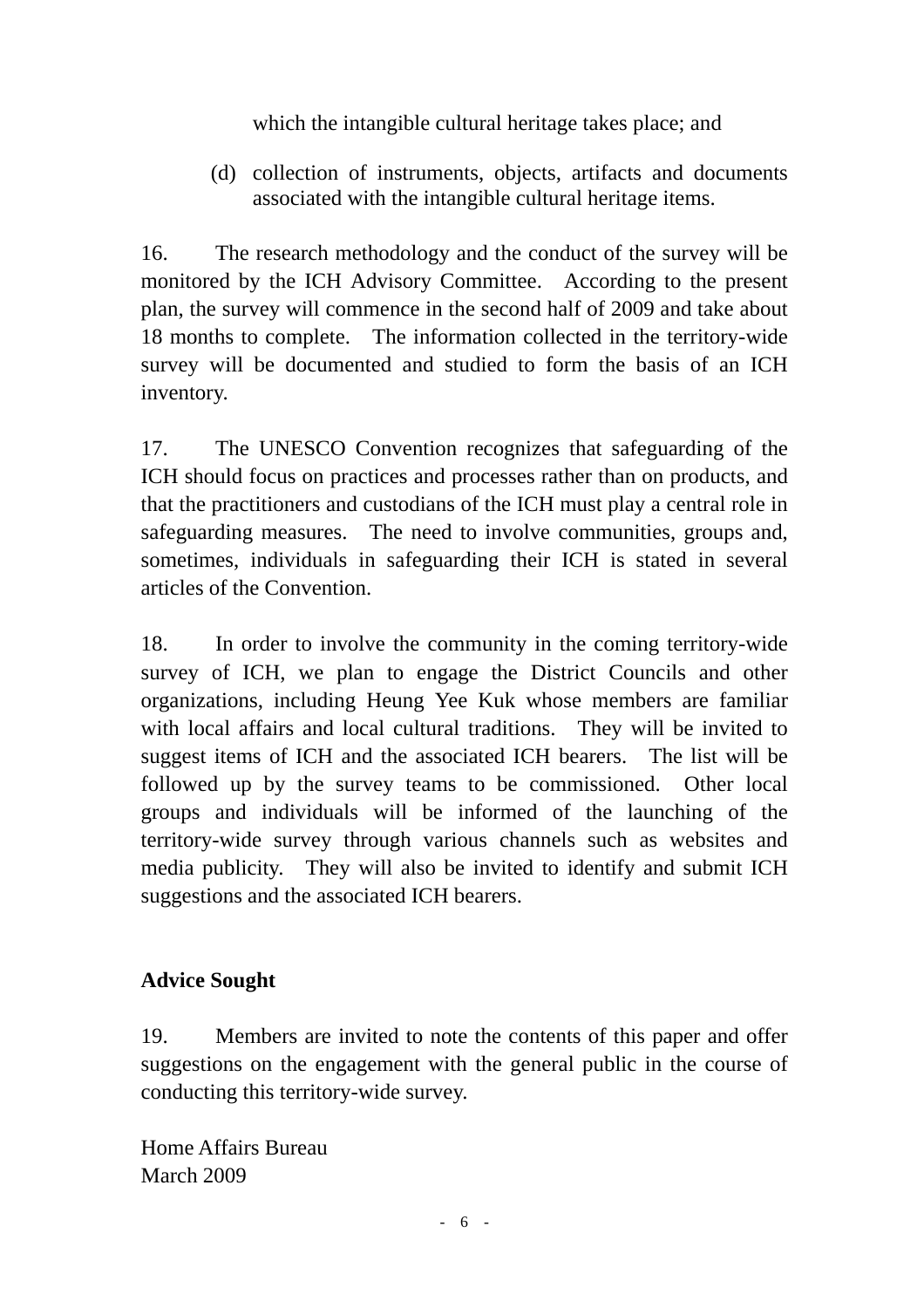which the intangible cultural heritage takes place; and

(d) collection of instruments, objects, artifacts and documents associated with the intangible cultural heritage items.

16. The research methodology and the conduct of the survey will be monitored by the ICH Advisory Committee. According to the present plan, the survey will commence in the second half of 2009 and take about 18 months to complete. The information collected in the territory-wide survey will be documented and studied to form the basis of an ICH inventory.

17. The UNESCO Convention recognizes that safeguarding of the ICH should focus on practices and processes rather than on products, and that the practitioners and custodians of the ICH must play a central role in safeguarding measures. The need to involve communities, groups and, sometimes, individuals in safeguarding their ICH is stated in several articles of the Convention.

18. In order to involve the community in the coming territory-wide survey of ICH, we plan to engage the District Councils and other organizations, including Heung Yee Kuk whose members are familiar with local affairs and local cultural traditions. They will be invited to suggest items of ICH and the associated ICH bearers. The list will be followed up by the survey teams to be commissioned. Other local groups and individuals will be informed of the launching of the territory-wide survey through various channels such as websites and media publicity. They will also be invited to identify and submit ICH suggestions and the associated ICH bearers.

**Advice Sought**

19. Members are invited to note the contents of this paper and offer suggestions on the engagement with the general public in the course of conducting this territory-wide survey.

Home Affairs Bureau
March 2009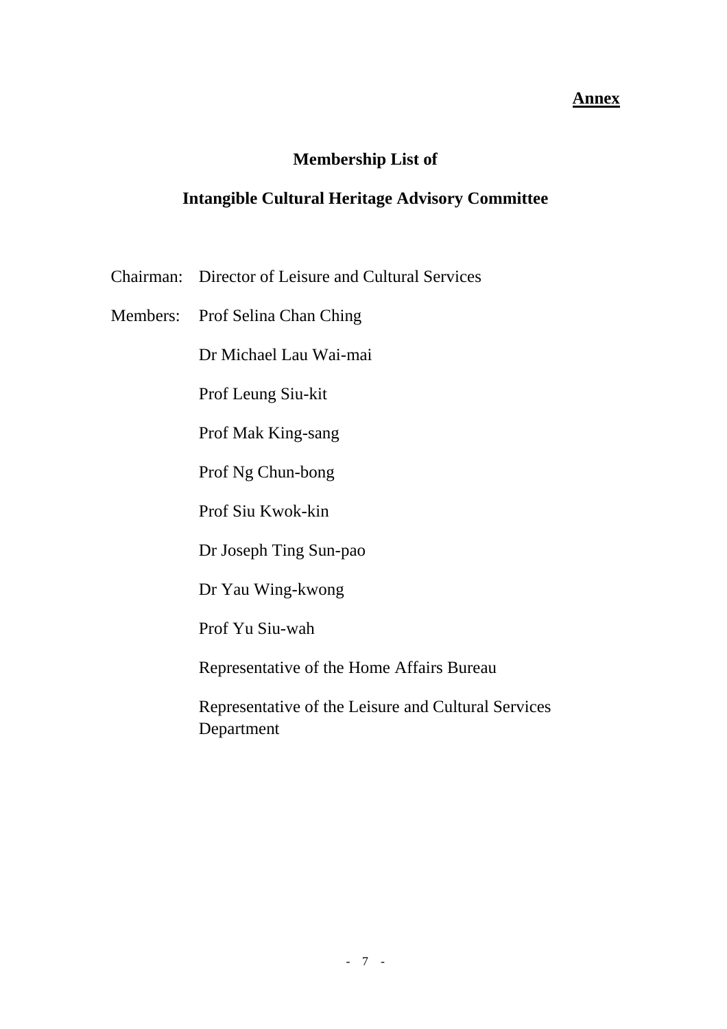**Annex**

## Membership List of

## Intangible Cultural Heritage Advisory Committee

Chairman: Director of Leisure and Cultural Services

Members: Prof Selina Chan Ching

Dr Michael Lau Wai-mai

Prof Leung Siu-kit

Prof Mak King-sang

Prof Ng Chun-bong

Prof Siu Kwok-kin

Dr Joseph Ting Sun-pao

Dr Yau Wing-kwong

Prof Yu Siu-wah

Representative of the Home Affairs Bureau

Representative of the Leisure and Cultural Services Department